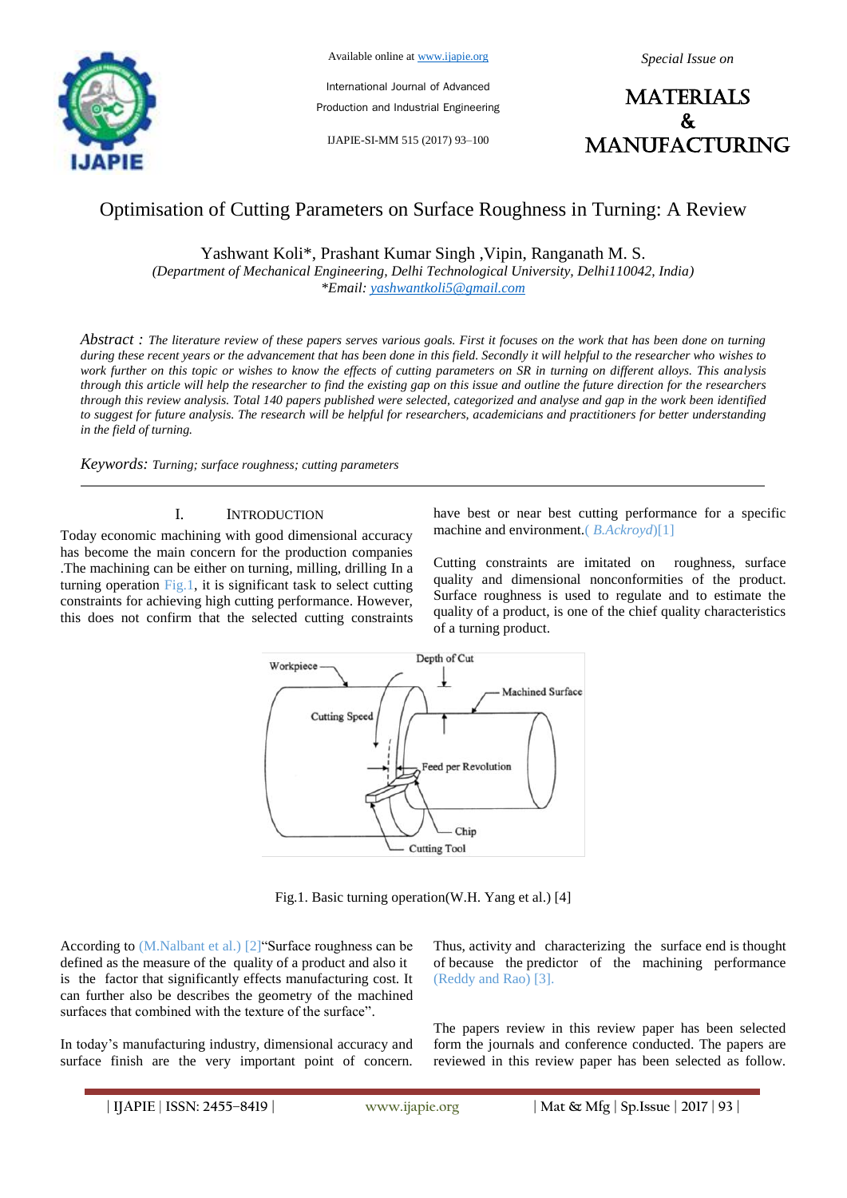# Optimisation of Cutting Parameters on Surface Roughness in Turning: A Review

Yashwant Koli*, Prashant Kumar Singh ,Vipin, Ranganath M. S.

*(Department of Mechanical Engineering, Delhi Technological University, Delhi110042, India)*
*\*Email: yashwantkoli5@gmail.com*

*Abstract :* *The literature review of these papers serves various goals. First it focuses on the work that has been done on turning during these recent years or the advancement that has been done in this field. Secondly it will helpful to the researcher who wishes to work further on this topic or wishes to know the effects of cutting parameters on SR in turning on different alloys. This analysis through this article will help the researcher to find the existing gap on this issue and outline the future direction for the researchers through this review analysis. Total 140 papers published were selected, categorized and analyse and gap in the work been identified to suggest for future analysis. The research will be helpful for researchers, academicians and practitioners for better understanding in the field of turning.*

*Keywords:* *Turning; surface roughness; cutting parameters*

## I. INTRODUCTION

Today economic machining with good dimensional accuracy has become the main concern for the production companies .The machining can be either on turning, milling, drilling In a turning operation Fig.1, it is significant task to select cutting constraints for achieving high cutting performance. However, this does not confirm that the selected cutting constraints have best or near best cutting performance for a specific machine and environment.( B.Ackroyd)[1]

Cutting constraints are imitated on roughness, surface quality and dimensional nonconformities of the product. Surface roughness is used to regulate and to estimate the quality of a product, is one of the chief quality characteristics of a turning product.

Fig.1. Basic turning operation(W.H. Yang et al.) [4]

According to (M.Nalbant et al.) [2]"Surface roughness can be defined as the measure of the quality of a product and also it is the factor that significantly effects manufacturing cost. It can further also be describes the geometry of the machined surfaces that combined with the texture of the surface".

In today's manufacturing industry, dimensional accuracy and surface finish are the very important point of concern. Thus, activity and characterizing the surface end is thought of because the predictor of the machining performance (Reddy and Rao) [3].

The papers review in this review paper has been selected form the journals and conference conducted. The papers are reviewed in this review paper has been selected as follow.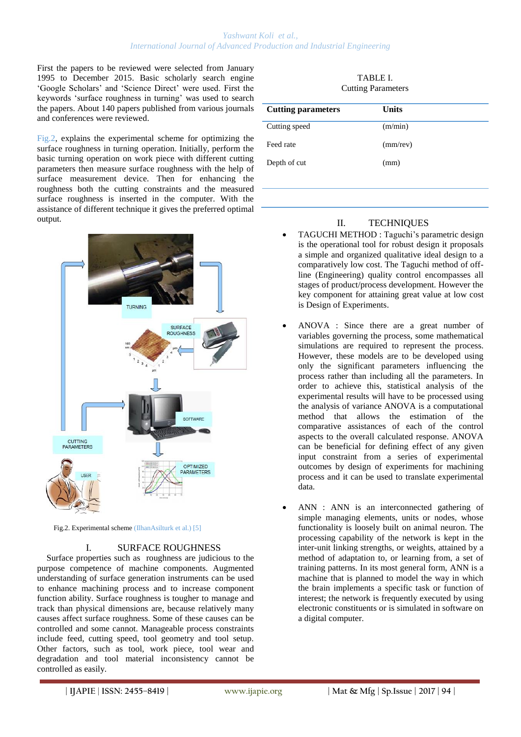First the papers to be reviewed were selected from January 1995 to December 2015. Basic scholarly search engine 'Google Scholars' and 'Science Direct' were used. First the keywords 'surface roughness in turning' was used to search the papers. About 140 papers published from various journals and conferences were reviewed.

Fig.2, explains the experimental scheme for optimizing the surface roughness in turning operation. Initially, perform the basic turning operation on work piece with different cutting parameters then measure surface roughness with the help of surface measurement device. Then for enhancing the roughness both the cutting constraints and the measured surface roughness is inserted in the computer. With the assistance of different technique it gives the preferred optimal output.

Fig.2. Experimental scheme (IlhanAsilturk et al.) [5]

## I. SURFACE ROUGHNESS

Surface properties such as roughness are judicious to the purpose competence of machine components. Augmented understanding of surface generation instruments can be used to enhance machining process and to increase component function ability. Surface roughness is tougher to manage and track than physical dimensions are, because relatively many causes affect surface roughness. Some of these causes can be controlled and some cannot. Manageable process constraints include feed, cutting speed, tool geometry and tool setup. Other factors, such as tool, work piece, tool wear and degradation and tool material inconsistency cannot be controlled as easily.

TABLE I.
Cutting Parameters

| Cutting parameters | Units |
|---|---|
| Cutting speed | (m/min) |
| Feed rate | (mm/rev) |
| Depth of cut | (mm) |

## II. TECHNIQUES

- TAGUCHI METHOD : Taguchi's parametric design is the operational tool for robust design it proposals a simple and organized qualitative ideal design to a comparatively low cost. The Taguchi method of off-line (Engineering) quality control encompasses all stages of product/process development. However the key component for attaining great value at low cost is Design of Experiments.

- ANOVA : Since there are a great number of variables governing the process, some mathematical simulations are required to represent the process. However, these models are to be developed using only the significant parameters influencing the process rather than including all the parameters. In order to achieve this, statistical analysis of the experimental results will have to be processed using the analysis of variance ANOVA is a computational method that allows the estimation of the comparative assistances of each of the control aspects to the overall calculated response. ANOVA can be beneficial for defining effect of any given input constraint from a series of experimental outcomes by design of experiments for machining process and it can be used to translate experimental data.

- ANN : ANN is an interconnected gathering of simple managing elements, units or nodes, whose functionality is loosely built on animal neuron. The processing capability of the network is kept in the inter-unit linking strengths, or weights, attained by a method of adaptation to, or learning from, a set of training patterns. In its most general form, ANN is a machine that is planned to model the way in which the brain implements a specific task or function of interest; the network is frequently executed by using electronic constituents or is simulated in software on a digital computer.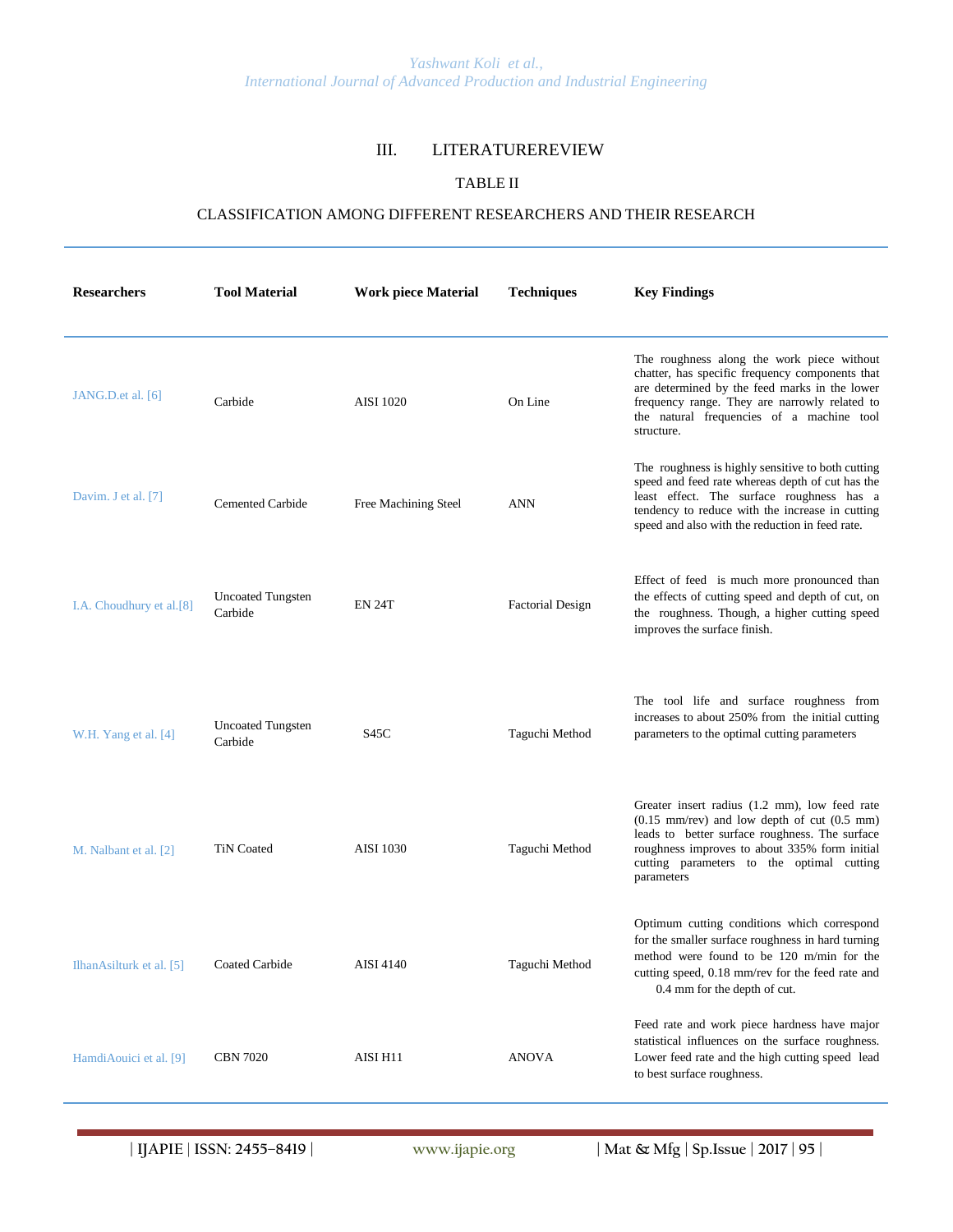## III. LITERATUREREVIEW

TABLE II

CLASSIFICATION AMONG DIFFERENT RESEARCHERS AND THEIR RESEARCH

| Researchers | Tool Material | Work piece Material | Techniques | Key Findings |
|---|---|---|---|---|
| JANG.D.et al. [6] | Carbide | AISI 1020 | On Line | The roughness along the work piece without chatter, has specific frequency components that are determined by the feed marks in the lower frequency range. They are narrowly related to the natural frequencies of a machine tool structure. |
| Davim. J et al. [7] | Cemented Carbide | Free Machining Steel | ANN | The roughness is highly sensitive to both cutting speed and feed rate whereas depth of cut has the least effect. The surface roughness has a tendency to reduce with the increase in cutting speed and also with the reduction in feed rate. |
| I.A. Choudhury et al.[8] | Uncoated Tungsten Carbide | EN 24T | Factorial Design | Effect of feed is much more pronounced than the effects of cutting speed and depth of cut, on the roughness. Though, a higher cutting speed improves the surface finish. |
| W.H. Yang et al. [4] | Uncoated Tungsten Carbide | S45C | Taguchi Method | The tool life and surface roughness from increases to about 250% from the initial cutting parameters to the optimal cutting parameters |
| M. Nalbant et al. [2] | TiN Coated | AISI 1030 | Taguchi Method | Greater insert radius (1.2 mm), low feed rate (0.15 mm/rev) and low depth of cut (0.5 mm) leads to better surface roughness. The surface roughness improves to about 335% form initial cutting parameters to the optimal cutting parameters |
| IlhanAsilturk et al. [5] | Coated Carbide | AISI 4140 | Taguchi Method | Optimum cutting conditions which correspond for the smaller surface roughness in hard turning method were found to be 120 m/min for the cutting speed, 0.18 mm/rev for the feed rate and 0.4 mm for the depth of cut. |
| HamdiAouici et al. [9] | CBN 7020 | AISI H11 | ANOVA | Feed rate and work piece hardness have major statistical influences on the surface roughness. Lower feed rate and the high cutting speed lead to best surface roughness. |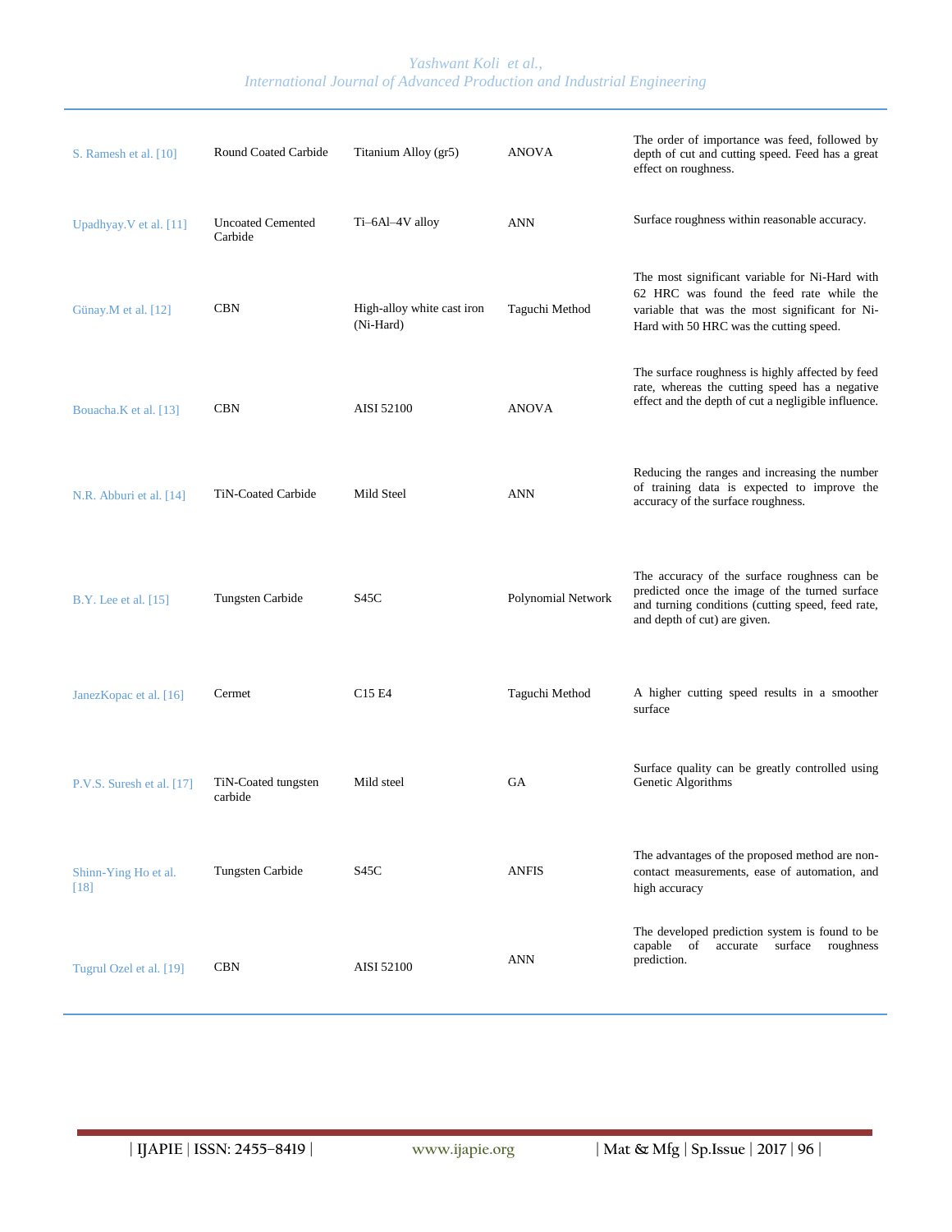| | | | | |
|---|---|---|---|---|
| S. Ramesh et al. [10] | Round Coated Carbide | Titanium Alloy (gr5) | ANOVA | The order of importance was feed, followed by depth of cut and cutting speed. Feed has a great effect on roughness. |
| Upadhyay.V et al. [11] | Uncoated Cemented Carbide | Ti–6Al–4V alloy | ANN | Surface roughness within reasonable accuracy. |
| Günay.M et al. [12] | CBN | High-alloy white cast iron (Ni-Hard) | Taguchi Method | The most significant variable for Ni-Hard with 62 HRC was found the feed rate while the variable that was the most significant for Ni-Hard with 50 HRC was the cutting speed. |
| Bouacha.K et al. [13] | CBN | AISI 52100 | ANOVA | The surface roughness is highly affected by feed rate, whereas the cutting speed has a negative effect and the depth of cut a negligible influence. |
| N.R. Abburi et al. [14] | TiN-Coated Carbide | Mild Steel | ANN | Reducing the ranges and increasing the number of training data is expected to improve the accuracy of the surface roughness. |
| B.Y. Lee et al. [15] | Tungsten Carbide | S45C | Polynomial Network | The accuracy of the surface roughness can be predicted once the image of the turned surface and turning conditions (cutting speed, feed rate, and depth of cut) are given. |
| JanezKopac et al. [16] | Cermet | C15 E4 | Taguchi Method | A higher cutting speed results in a smoother surface |
| P.V.S. Suresh et al. [17] | TiN-Coated tungsten carbide | Mild steel | GA | Surface quality can be greatly controlled using Genetic Algorithms |
| Shinn-Ying Ho et al. [18] | Tungsten Carbide | S45C | ANFIS | The advantages of the proposed method are non-contact measurements, ease of automation, and high accuracy |
| Tugrul Ozel et al. [19] | CBN | AISI 52100 | ANN | The developed prediction system is found to be capable of accurate surface roughness prediction. |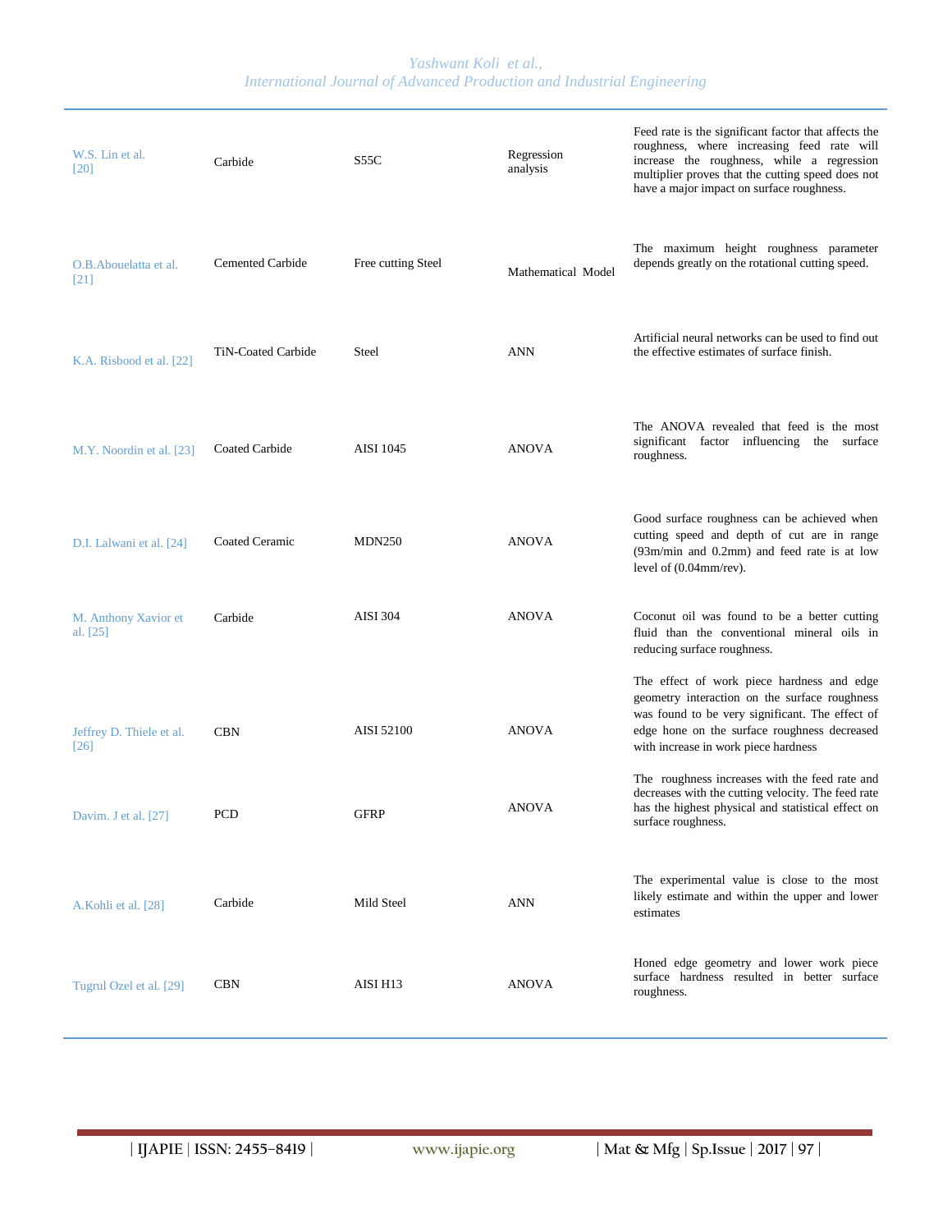| | | | | |
|---|---|---|---|---|
| W.S. Lin et al. [20] | Carbide | S55C | Regression analysis | Feed rate is the significant factor that affects the roughness, where increasing feed rate will increase the roughness, while a regression multiplier proves that the cutting speed does not have a major impact on surface roughness. |
| O.B.Abouelatta et al. [21] | Cemented Carbide | Free cutting Steel | Mathematical Model | The maximum height roughness parameter depends greatly on the rotational cutting speed. |
| K.A. Risbood et al. [22] | TiN-Coated Carbide | Steel | ANN | Artificial neural networks can be used to find out the effective estimates of surface finish. |
| M.Y. Noordin et al. [23] | Coated Carbide | AISI 1045 | ANOVA | The ANOVA revealed that feed is the most significant factor influencing the surface roughness. |
| D.I. Lalwani et al. [24] | Coated Ceramic | MDN250 | ANOVA | Good surface roughness can be achieved when cutting speed and depth of cut are in range (93m/min and 0.2mm) and feed rate is at low level of (0.04mm/rev). |
| M. Anthony Xavior et al. [25] | Carbide | AISI 304 | ANOVA | Coconut oil was found to be a better cutting fluid than the conventional mineral oils in reducing surface roughness. |
| Jeffrey D. Thiele et al. [26] | CBN | AISI 52100 | ANOVA | The effect of work piece hardness and edge geometry interaction on the surface roughness was found to be very significant. The effect of edge hone on the surface roughness decreased with increase in work piece hardness |
| Davim. J et al. [27] | PCD | GFRP | ANOVA | The roughness increases with the feed rate and decreases with the cutting velocity. The feed rate has the highest physical and statistical effect on surface roughness. |
| A.Kohli et al. [28] | Carbide | Mild Steel | ANN | The experimental value is close to the most likely estimate and within the upper and lower estimates |
| Tugrul Ozel et al. [29] | CBN | AISI H13 | ANOVA | Honed edge geometry and lower work piece surface hardness resulted in better surface roughness. |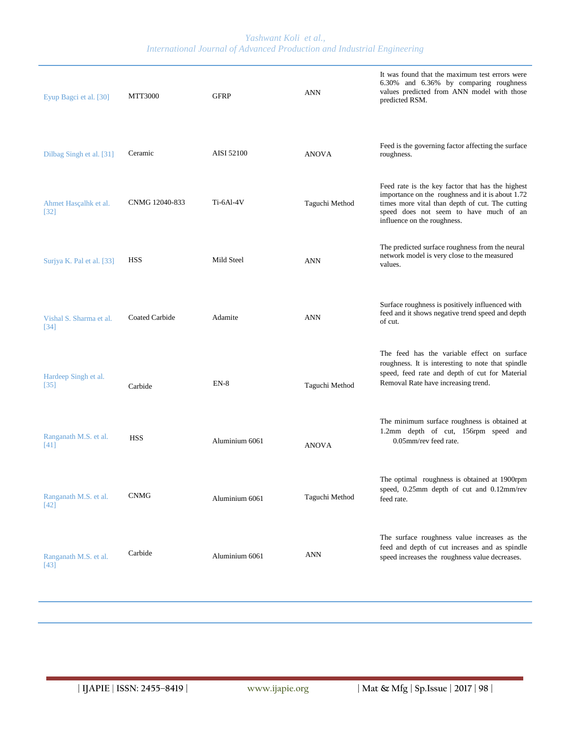| | | | | |
|---|---|---|---|---|
| Eyup Bagci et al. [30] | MTT3000 | GFRP | ANN | It was found that the maximum test errors were 6.30% and 6.36% by comparing roughness values predicted from ANN model with those predicted RSM. |
| Dilbag Singh et al. [31] | Ceramic | AISI 52100 | ANOVA | Feed is the governing factor affecting the surface roughness. |
| Ahmet Hasçalhk et al. [32] | CNMG 12040-833 | Ti-6Al-4V | Taguchi Method | Feed rate is the key factor that has the highest importance on the roughness and it is about 1.72 times more vital than depth of cut. The cutting speed does not seem to have much of an influence on the roughness. |
| Surjya K. Pal et al. [33] | HSS | Mild Steel | ANN | The predicted surface roughness from the neural network model is very close to the measured values. |
| Vishal S. Sharma et al. [34] | Coated Carbide | Adamite | ANN | Surface roughness is positively influenced with feed and it shows negative trend speed and depth of cut. |
| Hardeep Singh et al. [35] | Carbide | EN-8 | Taguchi Method | The feed has the variable effect on surface roughness. It is interesting to note that spindle speed, feed rate and depth of cut for Material Removal Rate have increasing trend. |
| Ranganath M.S. et al. [41] | HSS | Aluminium 6061 | ANOVA | The minimum surface roughness is obtained at 1.2mm depth of cut, 156rpm speed and 0.05mm/rev feed rate. |
| Ranganath M.S. et al. [42] | CNMG | Aluminium 6061 | Taguchi Method | The optimal roughness is obtained at 1900rpm speed, 0.25mm depth of cut and 0.12mm/rev feed rate. |
| Ranganath M.S. et al. [43] | Carbide | Aluminium 6061 | ANN | The surface roughness value increases as the feed and depth of cut increases and as spindle speed increases the roughness value decreases. |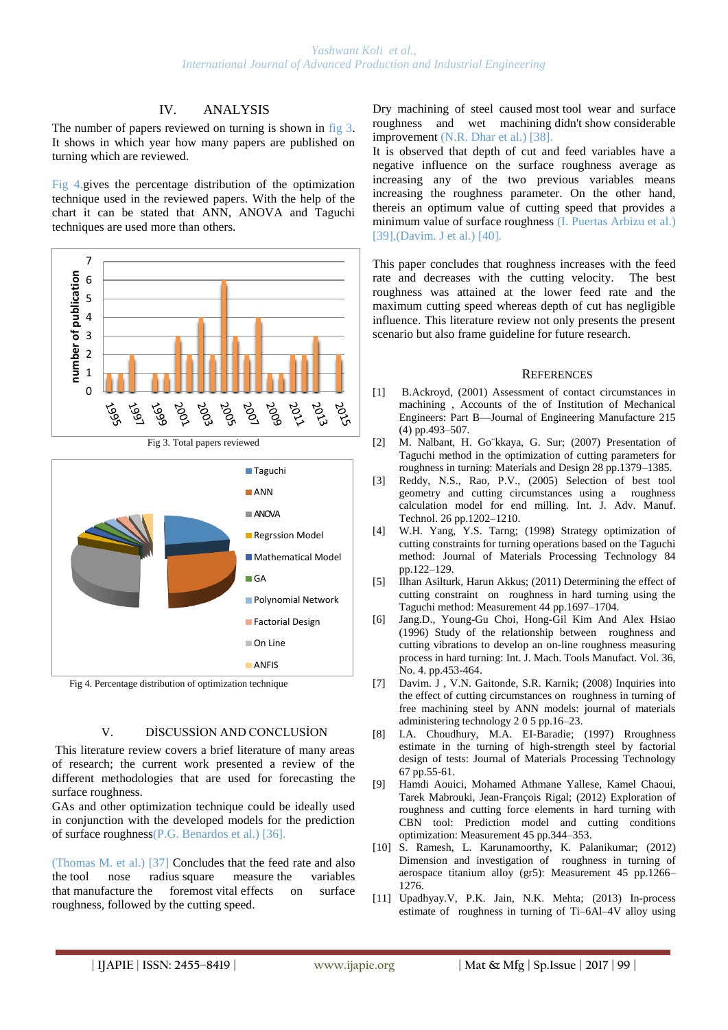## IV. ANALYSIS

The number of papers reviewed on turning is shown in fig 3. It shows in which year how many papers are published on turning which are reviewed.

Fig 4.gives the percentage distribution of the optimization technique used in the reviewed papers. With the help of the chart it can be stated that ANN, ANOVA and Taguchi techniques are used more than others.

Fig 3. Total papers reviewed

Fig 4. Percentage distribution of optimization technique

## V. DİSCUSSİON AND CONCLUSİON

This literature review covers a brief literature of many areas of research; the current work presented a review of the different methodologies that are used for forecasting the surface roughness.

GAs and other optimization technique could be ideally used in conjunction with the developed models for the prediction of surface roughness(P.G. Benardos et al.) [36].

(Thomas M. et al.) [37] Concludes that the feed rate and also the tool nose radius square measure the variables that manufacture the foremost vital effects on surface roughness, followed by the cutting speed.

Dry machining of steel caused most tool wear and surface roughness and wet machining didn't show considerable improvement (N.R. Dhar et al.) [38].

It is observed that depth of cut and feed variables have a negative influence on the surface roughness average as increasing any of the two previous variables means increasing the roughness parameter. On the other hand, thereis an optimum value of cutting speed that provides a minimum value of surface roughness (I. Puertas Arbizu et al.) [39],(Davim. J et al.) [40].

This paper concludes that roughness increases with the feed rate and decreases with the cutting velocity. The best roughness was attained at the lower feed rate and the maximum cutting speed whereas depth of cut has negligible influence. This literature review not only presents the present scenario but also frame guideline for future research.

## REFERENCES

[1] B.Ackroyd, (2001) Assessment of contact circumstances in machining , Accounts of the of Institution of Mechanical Engineers: Part B—Journal of Engineering Manufacture 215 (4) pp.493–507.

[2] M. Nalbant, H. Go¨kkaya, G. Sur; (2007) Presentation of Taguchi method in the optimization of cutting parameters for roughness in turning: Materials and Design 28 pp.1379–1385.

[3] Reddy, N.S., Rao, P.V., (2005) Selection of best tool geometry and cutting circumstances using a roughness calculation model for end milling. Int. J. Adv. Manuf. Technol. 26 pp.1202–1210.

[4] W.H. Yang, Y.S. Tarng; (1998) Strategy optimization of cutting constraints for turning operations based on the Taguchi method: Journal of Materials Processing Technology 84 pp.122–129.

[5] Ilhan Asilturk, Harun Akkus; (2011) Determining the effect of cutting constraint on roughness in hard turning using the Taguchi method: Measurement 44 pp.1697–1704.

[6] Jang.D., Young-Gu Choi, Hong-Gil Kim And Alex Hsiao (1996) Study of the relationship between roughness and cutting vibrations to develop an on-line roughness measuring process in hard turning: Int. J. Mach. Tools Manufact. Vol. 36, No. 4. pp.453-464.

[7] Davim. J , V.N. Gaitonde, S.R. Karnik; (2008) Inquiries into the effect of cutting circumstances on roughness in turning of free machining steel by ANN models: journal of materials administering technology 2 0 5 pp.16–23.

[8] I.A. Choudhury, M.A. EI-Baradie; (1997) Rroughness estimate in the turning of high-strength steel by factorial design of tests: Journal of Materials Processing Technology 67 pp.55-61.

[9] Hamdi Aouici, Mohamed Athmane Yallese, Kamel Chaoui, Tarek Mabrouki, Jean-François Rigal; (2012) Exploration of roughness and cutting force elements in hard turning with CBN tool: Prediction model and cutting conditions optimization: Measurement 45 pp.344–353.

[10] S. Ramesh, L. Karunamoorthy, K. Palanikumar; (2012) Dimension and investigation of roughness in turning of aerospace titanium alloy (gr5): Measurement 45 pp.1266–1276.

[11] Upadhyay.V, P.K. Jain, N.K. Mehta; (2013) In-process estimate of roughness in turning of Ti–6Al–4V alloy using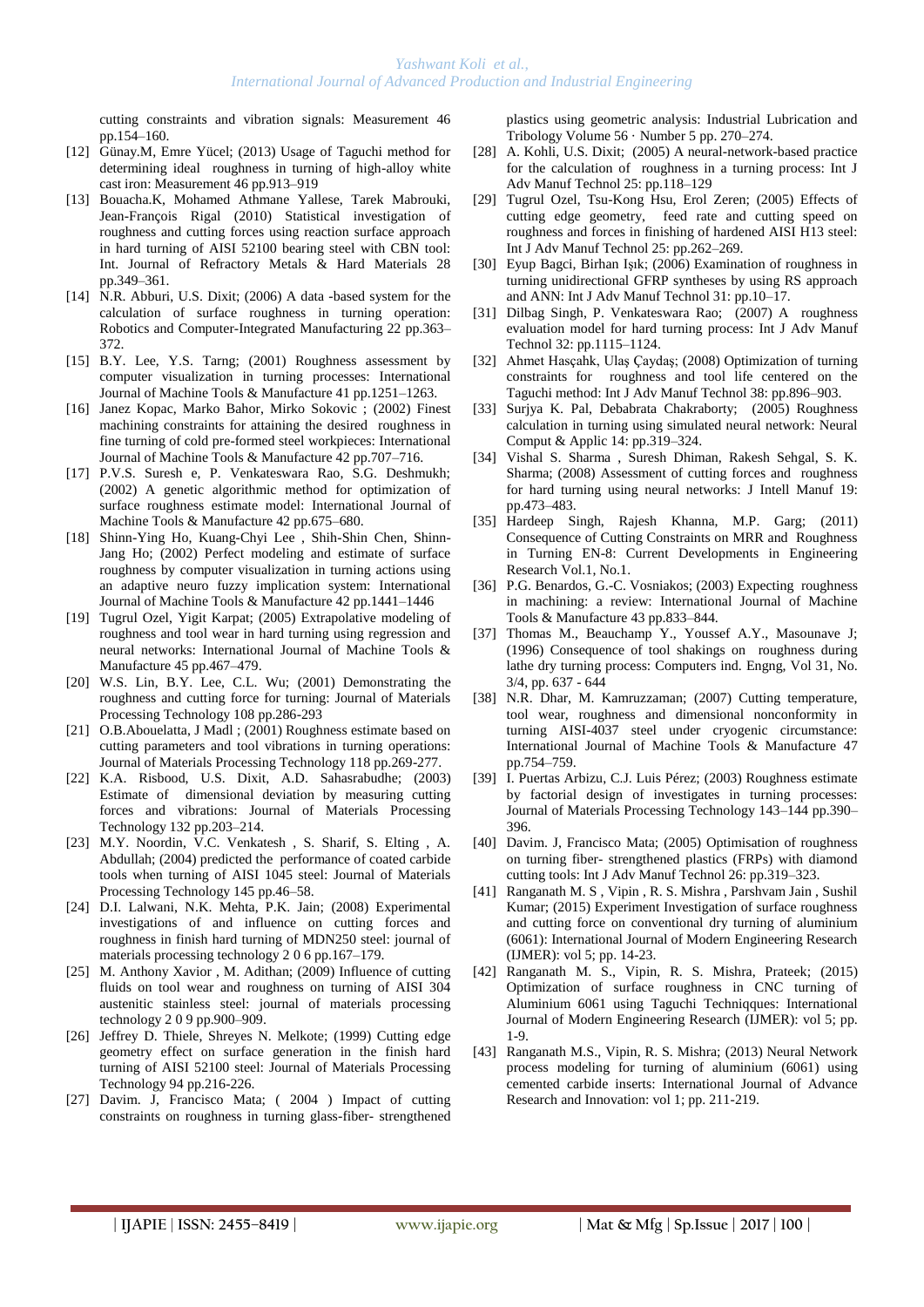cutting constraints and vibration signals: Measurement 46 pp.154–160.

- [12] Günay.M, Emre Yücel; (2013) Usage of Taguchi method for determining ideal roughness in turning of high-alloy white cast iron: Measurement 46 pp.913–919
- [13] Bouacha.K, Mohamed Athmane Yallese, Tarek Mabrouki, Jean-François Rigal (2010) Statistical investigation of roughness and cutting forces using reaction surface approach in hard turning of AISI 52100 bearing steel with CBN tool: Int. Journal of Refractory Metals & Hard Materials 28 pp.349–361.
- [14] N.R. Abburi, U.S. Dixit; (2006) A data -based system for the calculation of surface roughness in turning operation: Robotics and Computer-Integrated Manufacturing 22 pp.363–372.
- [15] B.Y. Lee, Y.S. Tarng; (2001) Roughness assessment by computer visualization in turning processes: International Journal of Machine Tools & Manufacture 41 pp.1251–1263.
- [16] Janez Kopac, Marko Bahor, Mirko Sokovic ; (2002) Finest machining constraints for attaining the desired roughness in fine turning of cold pre-formed steel workpieces: International Journal of Machine Tools & Manufacture 42 pp.707–716.
- [17] P.V.S. Suresh e, P. Venkateswara Rao, S.G. Deshmukh; (2002) A genetic algorithmic method for optimization of surface roughness estimate model: International Journal of Machine Tools & Manufacture 42 pp.675–680.
- [18] Shinn-Ying Ho, Kuang-Chyi Lee , Shih-Shin Chen, Shinn-Jang Ho; (2002) Perfect modeling and estimate of surface roughness by computer visualization in turning actions using an adaptive neuro fuzzy implication system: International Journal of Machine Tools & Manufacture 42 pp.1441–1446
- [19] Tugrul Ozel, Yigit Karpat; (2005) Extrapolative modeling of roughness and tool wear in hard turning using regression and neural networks: International Journal of Machine Tools & Manufacture 45 pp.467–479.
- [20] W.S. Lin, B.Y. Lee, C.L. Wu; (2001) Demonstrating the roughness and cutting force for turning: Journal of Materials Processing Technology 108 pp.286-293
- [21] O.B.Abouelatta, J Madl ; (2001) Roughness estimate based on cutting parameters and tool vibrations in turning operations: Journal of Materials Processing Technology 118 pp.269-277.
- [22] K.A. Risbood, U.S. Dixit, A.D. Sahasrabudhe; (2003) Estimate of dimensional deviation by measuring cutting forces and vibrations: Journal of Materials Processing Technology 132 pp.203–214.
- [23] M.Y. Noordin, V.C. Venkatesh , S. Sharif, S. Elting , A. Abdullah; (2004) predicted the performance of coated carbide tools when turning of AISI 1045 steel: Journal of Materials Processing Technology 145 pp.46–58.
- [24] D.I. Lalwani, N.K. Mehta, P.K. Jain; (2008) Experimental investigations of and influence on cutting forces and roughness in finish hard turning of MDN250 steel: journal of materials processing technology 2 0 6 pp.167–179.
- [25] M. Anthony Xavior , M. Adithan; (2009) Influence of cutting fluids on tool wear and roughness on turning of AISI 304 austenitic stainless steel: journal of materials processing technology 2 0 9 pp.900–909.
- [26] Jeffrey D. Thiele, Shreyes N. Melkote; (1999) Cutting edge geometry effect on surface generation in the finish hard turning of AISI 52100 steel: Journal of Materials Processing Technology 94 pp.216-226.
- [27] Davim. J, Francisco Mata; ( 2004 ) Impact of cutting constraints on roughness in turning glass-fiber- strengthened plastics using geometric analysis: Industrial Lubrication and Tribology Volume 56 · Number 5 pp. 270–274.
- [28] A. Kohli, U.S. Dixit; (2005) A neural-network-based practice for the calculation of roughness in a turning process: Int J Adv Manuf Technol 25: pp.118–129
- [29] Tugrul Ozel, Tsu-Kong Hsu, Erol Zeren; (2005) Effects of cutting edge geometry, feed rate and cutting speed on roughness and forces in finishing of hardened AISI H13 steel: Int J Adv Manuf Technol 25: pp.262–269.
- [30] Eyup Bagci, Birhan Işık; (2006) Examination of roughness in turning unidirectional GFRP syntheses by using RS approach and ANN: Int J Adv Manuf Technol 31: pp.10–17.
- [31] Dilbag Singh, P. Venkateswara Rao; (2007) A roughness evaluation model for hard turning process: Int J Adv Manuf Technol 32: pp.1115–1124.
- [32] Ahmet Hasçahk, Ulaş Çaydaş; (2008) Optimization of turning constraints for roughness and tool life centered on the Taguchi method: Int J Adv Manuf Technol 38: pp.896–903.
- [33] Surjya K. Pal, Debabrata Chakraborty; (2005) Roughness calculation in turning using simulated neural network: Neural Comput & Applic 14: pp.319–324.
- [34] Vishal S. Sharma , Suresh Dhiman, Rakesh Sehgal, S. K. Sharma; (2008) Assessment of cutting forces and roughness for hard turning using neural networks: J Intell Manuf 19: pp.473–483.
- [35] Hardeep Singh, Rajesh Khanna, M.P. Garg; (2011) Consequence of Cutting Constraints on MRR and Roughness in Turning EN-8: Current Developments in Engineering Research Vol.1, No.1.
- [36] P.G. Benardos, G.-C. Vosniakos; (2003) Expecting roughness in machining: a review: International Journal of Machine Tools & Manufacture 43 pp.833–844.
- [37] Thomas M., Beauchamp Y., Youssef A.Y., Masounave J; (1996) Consequence of tool shakings on roughness during lathe dry turning process: Computers ind. Engng, Vol 31, No. 3/4, pp. 637 - 644
- [38] N.R. Dhar, M. Kamruzzaman; (2007) Cutting temperature, tool wear, roughness and dimensional nonconformity in turning AISI-4037 steel under cryogenic circumstance: International Journal of Machine Tools & Manufacture 47 pp.754–759.
- [39] I. Puertas Arbizu, C.J. Luis Pérez; (2003) Roughness estimate by factorial design of investigates in turning processes: Journal of Materials Processing Technology 143–144 pp.390–396.
- [40] Davim. J, Francisco Mata; (2005) Optimisation of roughness on turning fiber- strengthened plastics (FRPs) with diamond cutting tools: Int J Adv Manuf Technol 26: pp.319–323.
- [41] Ranganath M. S , Vipin , R. S. Mishra , Parshvam Jain , Sushil Kumar; (2015) Experiment Investigation of surface roughness and cutting force on conventional dry turning of aluminium (6061): International Journal of Modern Engineering Research (IJMER): vol 5; pp. 14-23.
- [42] Ranganath M. S., Vipin, R. S. Mishra, Prateek; (2015) Optimization of surface roughness in CNC turning of Aluminium 6061 using Taguchi Techniqques: International Journal of Modern Engineering Research (IJMER): vol 5; pp. 1-9.
- [43] Ranganath M.S., Vipin, R. S. Mishra; (2013) Neural Network process modeling for turning of aluminium (6061) using cemented carbide inserts: International Journal of Advance Research and Innovation: vol 1; pp. 211-219.